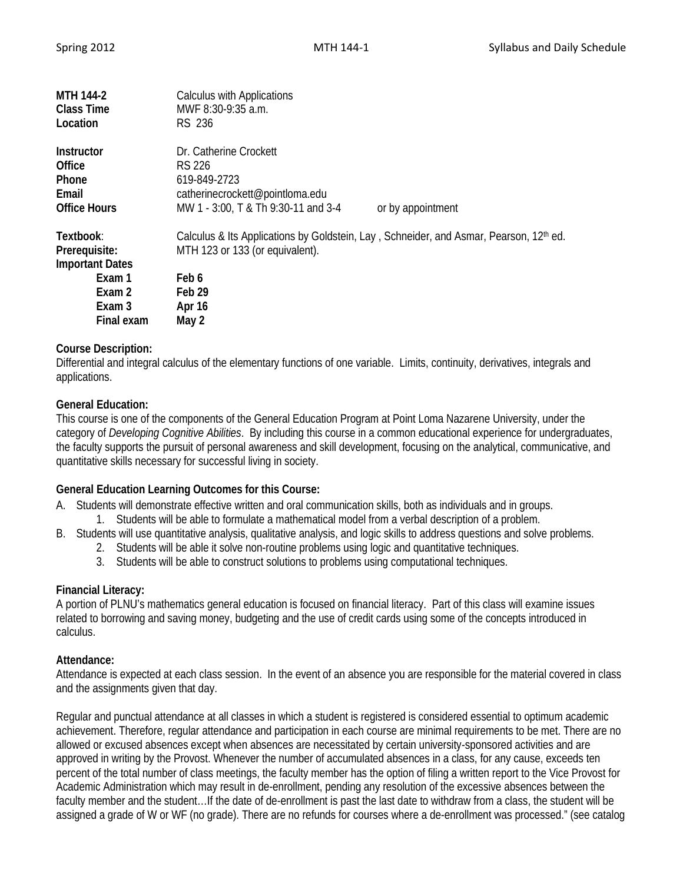| | | |
|---|---|---|
| **MTH 144-2** | Calculus with Applications | |
| **Class Time** | MWF 8:30-9:35 a.m. | |
| **Location** | RS 236 | |
| **Instructor** | Dr. Catherine Crockett | |
| **Office** | RS 226 | |
| **Phone** | 619-849-2723 | |
| **Email** | catherinecrockett@pointloma.edu | |
| **Office Hours** | MW 1 - 3:00, T & Th 9:30-11 and 3-4 | or by appointment |
| **Textbook**: | Calculus & Its Applications by Goldstein, Lay , Schneider, and Asmar, Pearson, 12th ed. | |
| **Prerequisite:** | MTH 123 or 133 (or equivalent). | |

**Important Dates**

| | |
|---|---|
| **Exam 1** | **Feb 6** |
| **Exam 2** | **Feb 29** |
| **Exam 3** | **Apr 16** |
| **Final exam** | **May 2** |

**Course Description:**
Differential and integral calculus of the elementary functions of one variable. Limits, continuity, derivatives, integrals and applications.

**General Education:**
This course is one of the components of the General Education Program at Point Loma Nazarene University, under the category of *Developing Cognitive Abilities*. By including this course in a common educational experience for undergraduates, the faculty supports the pursuit of personal awareness and skill development, focusing on the analytical, communicative, and quantitative skills necessary for successful living in society.

**General Education Learning Outcomes for this Course:**

A. Students will demonstrate effective written and oral communication skills, both as individuals and in groups.
   1. Students will be able to formulate a mathematical model from a verbal description of a problem.

B. Students will use quantitative analysis, qualitative analysis, and logic skills to address questions and solve problems.
   2. Students will be able it solve non-routine problems using logic and quantitative techniques.
   3. Students will be able to construct solutions to problems using computational techniques.

**Financial Literacy:**
A portion of PLNU's mathematics general education is focused on financial literacy. Part of this class will examine issues related to borrowing and saving money, budgeting and the use of credit cards using some of the concepts introduced in calculus.

**Attendance:**
Attendance is expected at each class session. In the event of an absence you are responsible for the material covered in class and the assignments given that day.

Regular and punctual attendance at all classes in which a student is registered is considered essential to optimum academic achievement. Therefore, regular attendance and participation in each course are minimal requirements to be met. There are no allowed or excused absences except when absences are necessitated by certain university-sponsored activities and are approved in writing by the Provost. Whenever the number of accumulated absences in a class, for any cause, exceeds ten percent of the total number of class meetings, the faculty member has the option of filing a written report to the Vice Provost for Academic Administration which may result in de-enrollment, pending any resolution of the excessive absences between the faculty member and the student…If the date of de-enrollment is past the last date to withdraw from a class, the student will be assigned a grade of W or WF (no grade). There are no refunds for courses where a de-enrollment was processed." (see catalog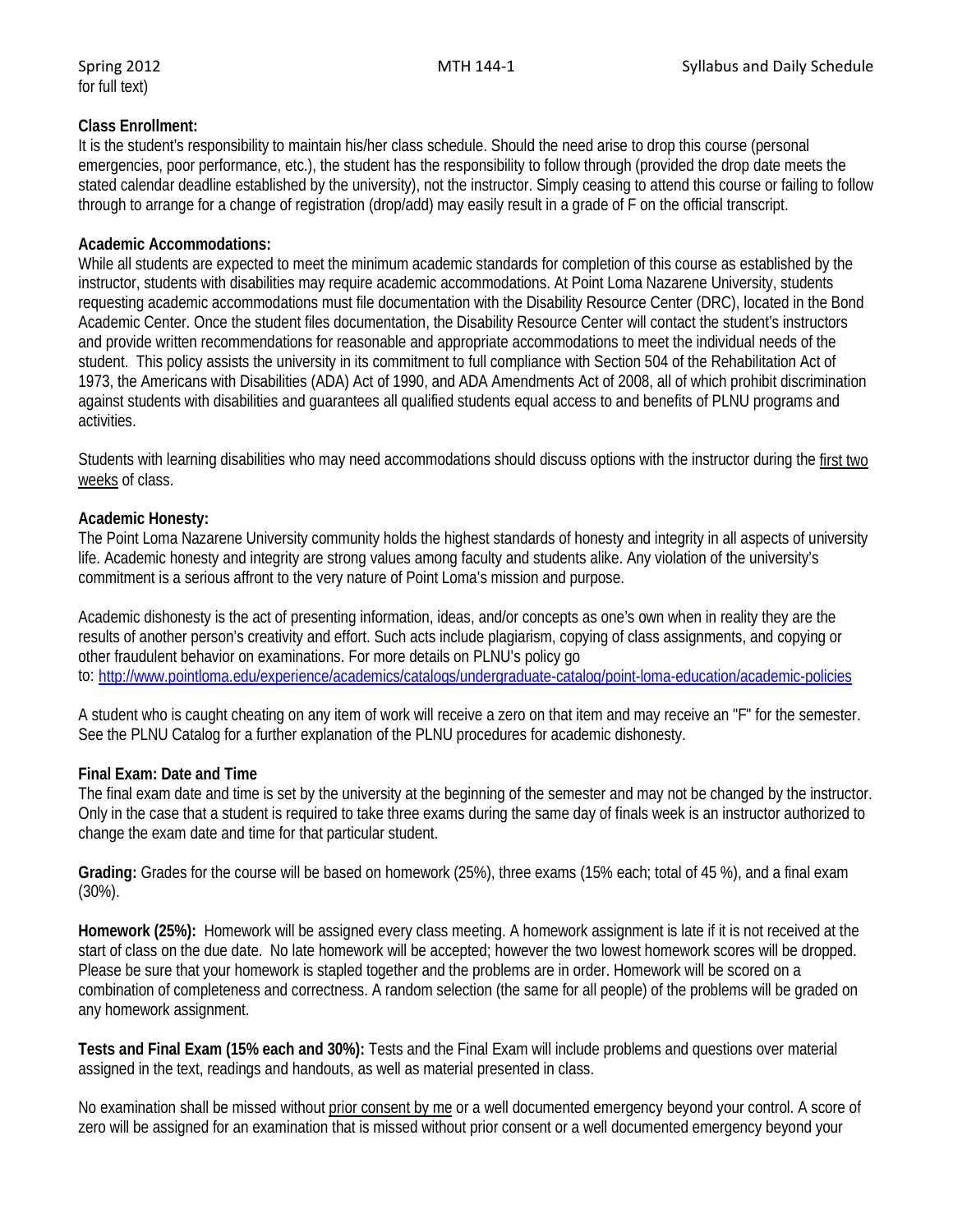for full text)

**Class Enrollment:**
It is the student's responsibility to maintain his/her class schedule. Should the need arise to drop this course (personal emergencies, poor performance, etc.), the student has the responsibility to follow through (provided the drop date meets the stated calendar deadline established by the university), not the instructor. Simply ceasing to attend this course or failing to follow through to arrange for a change of registration (drop/add) may easily result in a grade of F on the official transcript.

**Academic Accommodations:**
While all students are expected to meet the minimum academic standards for completion of this course as established by the instructor, students with disabilities may require academic accommodations. At Point Loma Nazarene University, students requesting academic accommodations must file documentation with the Disability Resource Center (DRC), located in the Bond Academic Center. Once the student files documentation, the Disability Resource Center will contact the student's instructors and provide written recommendations for reasonable and appropriate accommodations to meet the individual needs of the student. This policy assists the university in its commitment to full compliance with Section 504 of the Rehabilitation Act of 1973, the Americans with Disabilities (ADA) Act of 1990, and ADA Amendments Act of 2008, all of which prohibit discrimination against students with disabilities and guarantees all qualified students equal access to and benefits of PLNU programs and activities.

Students with learning disabilities who may need accommodations should discuss options with the instructor during the first two weeks of class.

**Academic Honesty:**
The Point Loma Nazarene University community holds the highest standards of honesty and integrity in all aspects of university life. Academic honesty and integrity are strong values among faculty and students alike. Any violation of the university's commitment is a serious affront to the very nature of Point Loma's mission and purpose.

Academic dishonesty is the act of presenting information, ideas, and/or concepts as one's own when in reality they are the results of another person's creativity and effort. Such acts include plagiarism, copying of class assignments, and copying or other fraudulent behavior on examinations. For more details on PLNU's policy go to: http://www.pointloma.edu/experience/academics/catalogs/undergraduate-catalog/point-loma-education/academic-policies

A student who is caught cheating on any item of work will receive a zero on that item and may receive an "F" for the semester. See the PLNU Catalog for a further explanation of the PLNU procedures for academic dishonesty.

**Final Exam: Date and Time**
The final exam date and time is set by the university at the beginning of the semester and may not be changed by the instructor. Only in the case that a student is required to take three exams during the same day of finals week is an instructor authorized to change the exam date and time for that particular student.

**Grading:** Grades for the course will be based on homework (25%), three exams (15% each; total of 45 %), and a final exam (30%).

**Homework (25%):** Homework will be assigned every class meeting. A homework assignment is late if it is not received at the start of class on the due date. No late homework will be accepted; however the two lowest homework scores will be dropped. Please be sure that your homework is stapled together and the problems are in order. Homework will be scored on a combination of completeness and correctness. A random selection (the same for all people) of the problems will be graded on any homework assignment.

**Tests and Final Exam (15% each and 30%):** Tests and the Final Exam will include problems and questions over material assigned in the text, readings and handouts, as well as material presented in class.

No examination shall be missed without prior consent by me or a well documented emergency beyond your control. A score of zero will be assigned for an examination that is missed without prior consent or a well documented emergency beyond your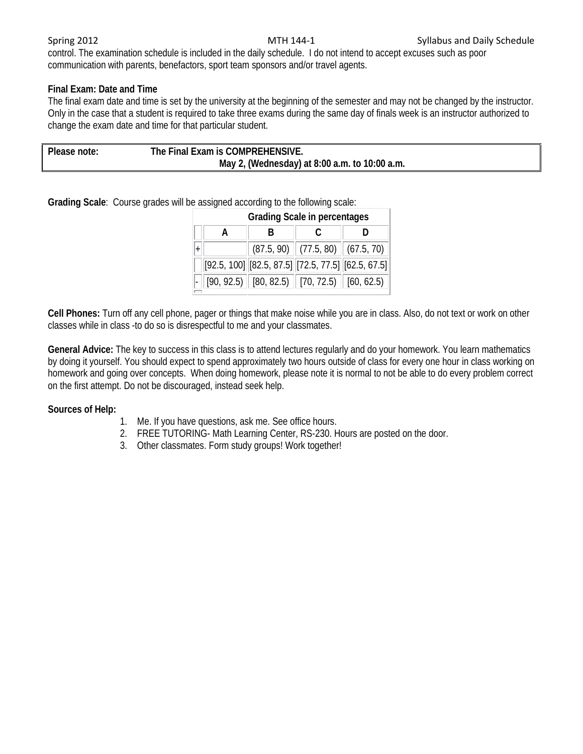control. The examination schedule is included in the daily schedule. I do not intend to accept excuses such as poor communication with parents, benefactors, sport team sponsors and/or travel agents.

**Final Exam: Date and Time**

The final exam date and time is set by the university at the beginning of the semester and may not be changed by the instructor. Only in the case that a student is required to take three exams during the same day of finals week is an instructor authorized to change the exam date and time for that particular student.

| **Please note:** | **The Final Exam is COMPREHENSIVE.** **May 2, (Wednesday) at 8:00 a.m. to 10:00 a.m.** |
|---|---|

**Grading Scale**: Course grades will be assigned according to the following scale:

| | Grading Scale in percentages | | | |
|---|---|---|---|---|
| | **A** | **B** | **C** | **D** |
| + | | (87.5, 90) | (77.5, 80) | (67.5, 70) |
| | [92.5, 100] | [82.5, 87.5] | [72.5, 77.5] | [62.5, 67.5] |
| - | [90, 92.5) | [80, 82.5) | [70, 72.5) | [60, 62.5) |

**Cell Phones:** Turn off any cell phone, pager or things that make noise while you are in class. Also, do not text or work on other classes while in class -to do so is disrespectful to me and your classmates.

**General Advice:** The key to success in this class is to attend lectures regularly and do your homework. You learn mathematics by doing it yourself. You should expect to spend approximately two hours outside of class for every one hour in class working on homework and going over concepts. When doing homework, please note it is normal to not be able to do every problem correct on the first attempt. Do not be discouraged, instead seek help.

**Sources of Help:**

1. Me. If you have questions, ask me. See office hours.
2. FREE TUTORING- Math Learning Center, RS-230. Hours are posted on the door.
3. Other classmates. Form study groups! Work together!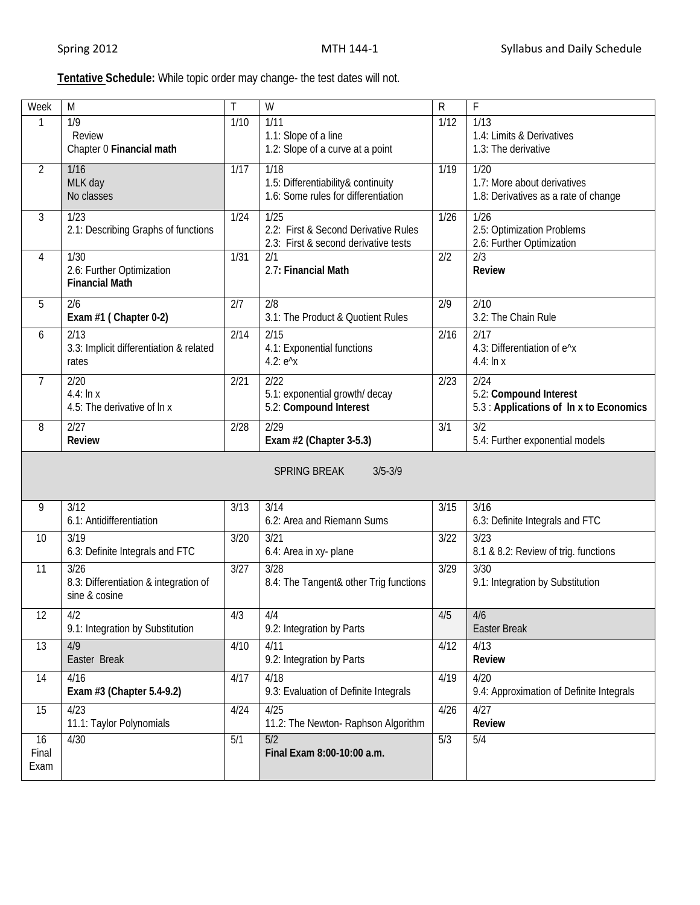**Tentative Schedule:** While topic order may change- the test dates will not.

| Week | M | T | W | R | F |
|---|---|---|---|---|---|
| 1 | 1/9<br>Review<br>Chapter 0 **Financial math** | 1/10 | 1/11<br>1.1: Slope of a line<br>1.2: Slope of a curve at a point | 1/12 | 1/13<br>1.4: Limits & Derivatives<br>1.3: The derivative |
| 2 | 1/16<br>MLK day<br>No classes | 1/17 | 1/18<br>1.5: Differentiability& continuity<br>1.6: Some rules for differentiation | 1/19 | 1/20<br>1.7: More about derivatives<br>1.8: Derivatives as a rate of change |
| 3 | 1/23<br>2.1: Describing Graphs of functions | 1/24 | 1/25<br>2.2: First & Second Derivative Rules<br>2.3: First & second derivative tests | 1/26 | 1/26<br>2.5: Optimization Problems<br>2.6: Further Optimization |
| 4 | 1/30<br>2.6: Further Optimization<br>**Financial Math** | 1/31 | 2/1<br>2.7**: Financial Math** | 2/2 | 2/3<br>**Review** |
| 5 | 2/6<br>**Exam #1 ( Chapter 0-2)** | 2/7 | 2/8<br>3.1: The Product & Quotient Rules | 2/9 | 2/10<br>3.2: The Chain Rule |
| 6 | 2/13<br>3.3: Implicit differentiation & related rates | 2/14 | 2/15<br>4.1: Exponential functions<br>4.2: e^x | 2/16 | 2/17<br>4.3: Differentiation of e^x<br>4.4: ln x |
| 7 | 2/20<br>4.4: ln x<br>4.5: The derivative of ln x | 2/21 | 2/22<br>5.1: exponential growth/ decay<br>5.2: **Compound Interest** | 2/23 | 2/24<br>5.2: **Compound Interest**<br>5.3 : **Applications of ln x to Economics** |
| 8 | 2/27<br>**Review** | 2/28 | 2/29<br>**Exam #2 (Chapter 3-5.3)** | 3/1 | 3/2<br>5.4: Further exponential models |
| | | | SPRING BREAK 3/5-3/9 | | |
| 9 | 3/12<br>6.1: Antidifferentiation | 3/13 | 3/14<br>6.2: Area and Riemann Sums | 3/15 | 3/16<br>6.3: Definite Integrals and FTC |
| 10 | 3/19<br>6.3: Definite Integrals and FTC | 3/20 | 3/21<br>6.4: Area in xy- plane | 3/22 | 3/23<br>8.1 & 8.2: Review of trig. functions |
| 11 | 3/26<br>8.3: Differentiation & integration of sine & cosine | 3/27 | 3/28<br>8.4: The Tangent& other Trig functions | 3/29 | 3/30<br>9.1: Integration by Substitution |
| 12 | 4/2<br>9.1: Integration by Substitution | 4/3 | 4/4<br>9.2: Integration by Parts | 4/5 | 4/6<br>Easter Break |
| 13 | 4/9<br>Easter Break | 4/10 | 4/11<br>9.2: Integration by Parts | 4/12 | 4/13<br>**Review** |
| 14 | 4/16<br>**Exam #3 (Chapter 5.4-9.2)** | 4/17 | 4/18<br>9.3: Evaluation of Definite Integrals | 4/19 | 4/20<br>9.4: Approximation of Definite Integrals |
| 15 | 4/23<br>11.1: Taylor Polynomials | 4/24 | 4/25<br>11.2: The Newton- Raphson Algorithm | 4/26 | 4/27<br>**Review** |
| 16<br>Final<br>Exam | 4/30 | 5/1 | 5/2<br>**Final Exam 8:00-10:00 a.m.** | 5/3 | 5/4 |